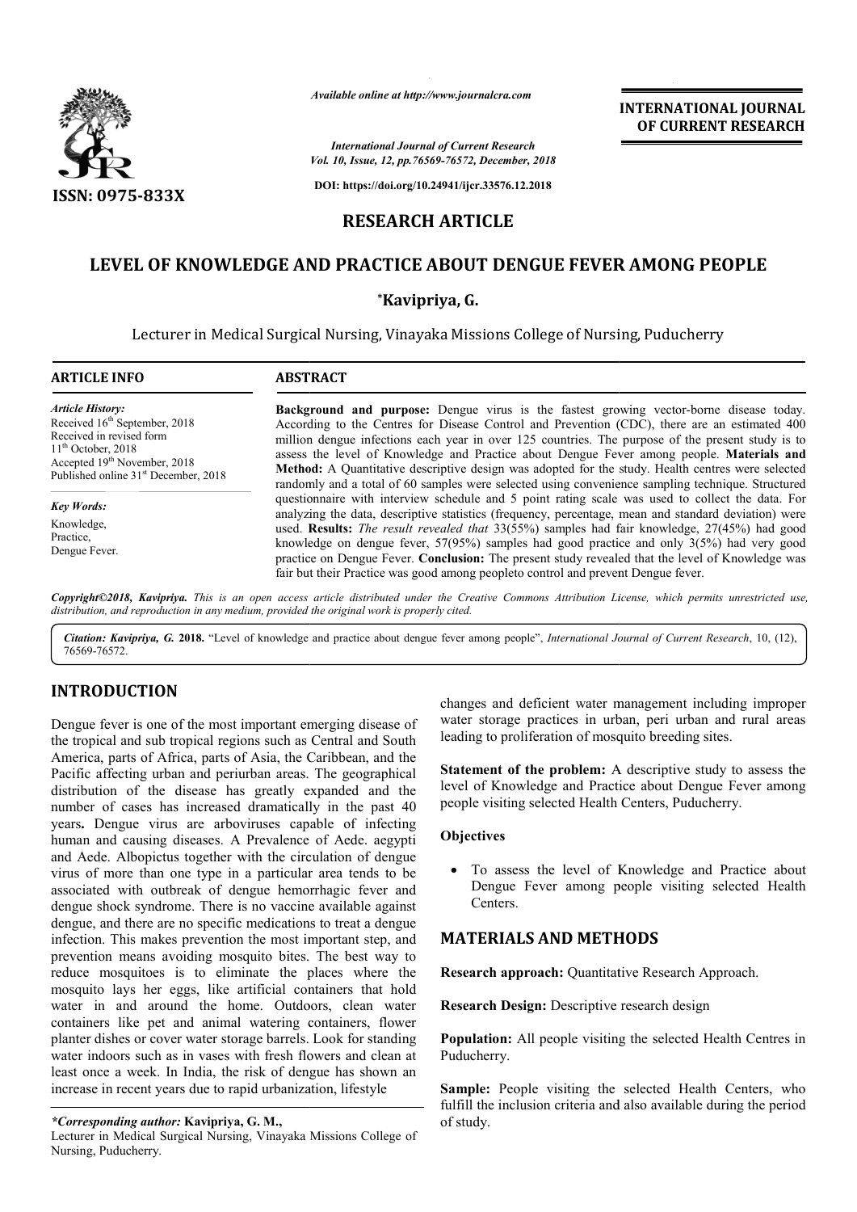ISSN: 0975-833X

*Available online at http://www.journalcra.com*

*International Journal of Current Research*
*Vol. 10, Issue, 12, pp.76569-76572, December, 2018*

**DOI: https://doi.org/10.24941/ijcr.33576.12.2018**

**INTERNATIONAL JOURNAL OF CURRENT RESEARCH**

## RESEARCH ARTICLE

# LEVEL OF KNOWLEDGE AND PRACTICE ABOUT DENGUE FEVER AMONG PEOPLE

**\*Kavipriya, G.**

Lecturer in Medical Surgical Nursing, Vinayaka Missions College of Nursing, Puducherry

### ARTICLE INFO

*Article History:*
Received 16th September, 2018
Received in revised form
11th October, 2018
Accepted 19th November, 2018
Published online 31st December, 2018

*Key Words:*
Knowledge,
Practice,
Dengue Fever.

### ABSTRACT

**Background and purpose:** Dengue virus is the fastest growing vector-borne disease today. According to the Centres for Disease Control and Prevention (CDC), there are an estimated 400 million dengue infections each year in over 125 countries. The purpose of the present study is to assess the level of Knowledge and Practice about Dengue Fever among people. **Materials and Method:** A Quantitative descriptive design was adopted for the study. Health centres were selected randomly and a total of 60 samples were selected using convenience sampling technique. Structured questionnaire with interview schedule and 5 point rating scale was used to collect the data. For analyzing the data, descriptive statistics (frequency, percentage, mean and standard deviation) were used. **Results:** *The result revealed that* 33(55%) samples had fair knowledge, 27(45%) had good knowledge on dengue fever, 57(95%) samples had good practice and only 3(5%) had very good practice on Dengue Fever. **Conclusion:** The present study revealed that the level of Knowledge was fair but their Practice was good among peopleto control and prevent Dengue fever.

*Copyright©2018, Kavipriya. This is an open access article distributed under the Creative Commons Attribution License, which permits unrestricted use, distribution, and reproduction in any medium, provided the original work is properly cited.*

*Citation: Kavipriya, G.* **2018.** "Level of knowledge and practice about dengue fever among people", *International Journal of Current Research*, 10, (12), 76569-76572.

## INTRODUCTION

Dengue fever is one of the most important emerging disease of the tropical and sub tropical regions such as Central and South America, parts of Africa, parts of Asia, the Caribbean, and the Pacific affecting urban and periurban areas. The geographical distribution of the disease has greatly expanded and the number of cases has increased dramatically in the past 40 years**.** Dengue virus are arboviruses capable of infecting human and causing diseases. A Prevalence of Aede. aegypti and Aede. Albopictus together with the circulation of dengue virus of more than one type in a particular area tends to be associated with outbreak of dengue hemorrhagic fever and dengue shock syndrome. There is no vaccine available against dengue, and there are no specific medications to treat a dengue infection. This makes prevention the most important step, and prevention means avoiding mosquito bites. The best way to reduce mosquitoes is to eliminate the places where the mosquito lays her eggs, like artificial containers that hold water in and around the home. Outdoors, clean water containers like pet and animal watering containers, flower planter dishes or cover water storage barrels. Look for standing water indoors such as in vases with fresh flowers and clean at least once a week. In India, the risk of dengue has shown an increase in recent years due to rapid urbanization, lifestyle changes and deficient water management including improper water storage practices in urban, peri urban and rural areas leading to proliferation of mosquito breeding sites.

**Statement of the problem:** A descriptive study to assess the level of Knowledge and Practice about Dengue Fever among people visiting selected Health Centers, Puducherry.

**Objectives**

- To assess the level of Knowledge and Practice about Dengue Fever among people visiting selected Health Centers.

## MATERIALS AND METHODS

**Research approach:** Quantitative Research Approach.

**Research Design:** Descriptive research design

**Population:** All people visiting the selected Health Centres in Puducherry.

**Sample:** People visiting the selected Health Centers, who fulfill the inclusion criteria and also available during the period of study.

*\*Corresponding author:* **Kavipriya, G. M.,**
Lecturer in Medical Surgical Nursing, Vinayaka Missions College of Nursing, Puducherry.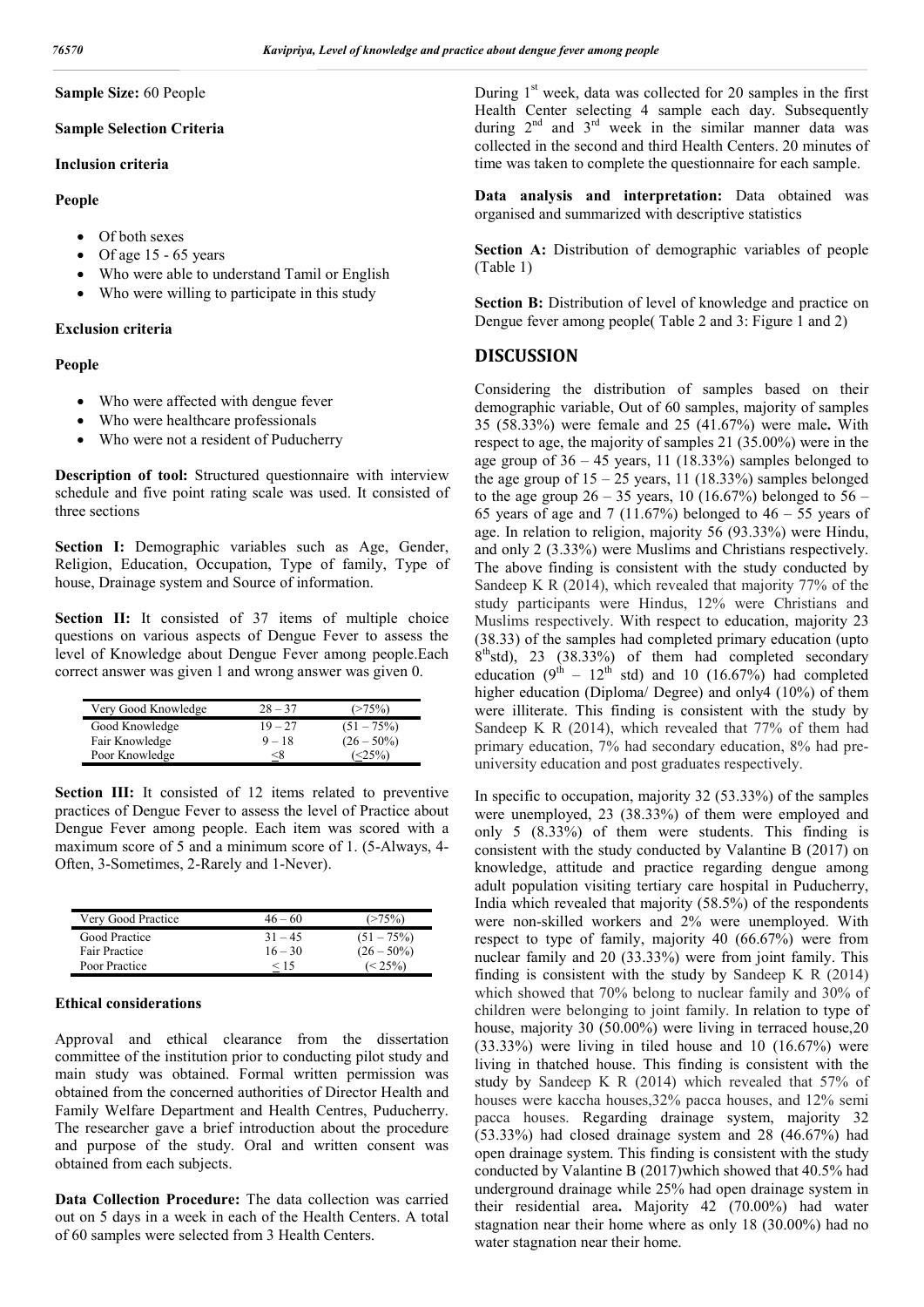**Sample Size:** 60 People

**Sample Selection Criteria**

**Inclusion criteria**

**People**

- Of both sexes
- Of age 15 - 65 years
- Who were able to understand Tamil or English
- Who were willing to participate in this study

**Exclusion criteria**

**People**

- Who were affected with dengue fever
- Who were healthcare professionals
- Who were not a resident of Puducherry

**Description of tool:** Structured questionnaire with interview schedule and five point rating scale was used. It consisted of three sections

**Section I:** Demographic variables such as Age, Gender, Religion, Education, Occupation, Type of family, Type of house, Drainage system and Source of information.

**Section II:** It consisted of 37 items of multiple choice questions on various aspects of Dengue Fever to assess the level of Knowledge about Dengue Fever among people.Each correct answer was given 1 and wrong answer was given 0.

| Very Good Knowledge | 28 – 37 | (>75%) |
|---|---|---|
| Good Knowledge | 19 – 27 | (51 – 75%) |
| Fair Knowledge | 9 – 18 | (26 – 50%) |
| Poor Knowledge | ≤8 | (≤25%) |

**Section III:** It consisted of 12 items related to preventive practices of Dengue Fever to assess the level of Practice about Dengue Fever among people. Each item was scored with a maximum score of 5 and a minimum score of 1. (5-Always, 4-Often, 3-Sometimes, 2-Rarely and 1-Never).

| Very Good Practice | 46 – 60 | (>75%) |
|---|---|---|
| Good Practice | 31 – 45 | (51 – 75%) |
| Fair Practice | 16 – 30 | (26 – 50%) |
| Poor Practice | ≤ 15 | (< 25%) |

**Ethical considerations**

Approval and ethical clearance from the dissertation committee of the institution prior to conducting pilot study and main study was obtained. Formal written permission was obtained from the concerned authorities of Director Health and Family Welfare Department and Health Centres, Puducherry. The researcher gave a brief introduction about the procedure and purpose of the study. Oral and written consent was obtained from each subjects.

**Data Collection Procedure:** The data collection was carried out on 5 days in a week in each of the Health Centers. A total of 60 samples were selected from 3 Health Centers.

During 1[st] week, data was collected for 20 samples in the first Health Center selecting 4 sample each day. Subsequently during 2[nd] and 3[rd] week in the similar manner data was collected in the second and third Health Centers. 20 minutes of time was taken to complete the questionnaire for each sample.

**Data analysis and interpretation:** Data obtained was organised and summarized with descriptive statistics

**Section A:** Distribution of demographic variables of people (Table 1)

**Section B:** Distribution of level of knowledge and practice on Dengue fever among people( Table 2 and 3: Figure 1 and 2)

## DISCUSSION

Considering the distribution of samples based on their demographic variable, Out of 60 samples, majority of samples 35 (58.33%) were female and 25 (41.67%) were male**.** With respect to age, the majority of samples 21 (35.00%) were in the age group of 36 – 45 years, 11 (18.33%) samples belonged to the age group of 15 – 25 years, 11 (18.33%) samples belonged to the age group 26 – 35 years, 10 (16.67%) belonged to 56 – 65 years of age and 7 (11.67%) belonged to 46 – 55 years of age. In relation to religion, majority 56 (93.33%) were Hindu, and only 2 (3.33%) were Muslims and Christians respectively. The above finding is consistent with the study conducted by Sandeep K R (2014), which revealed that majority 77% of the study participants were Hindus, 12% were Christians and Muslims respectively. With respect to education, majority 23 (38.33) of the samples had completed primary education (upto 8[th]std), 23 (38.33%) of them had completed secondary education (9[th] – 12[th] std) and 10 (16.67%) had completed higher education (Diploma/ Degree) and only4 (10%) of them were illiterate. This finding is consistent with the study by Sandeep K R (2014), which revealed that 77% of them had primary education, 7% had secondary education, 8% had pre-university education and post graduates respectively.

In specific to occupation, majority 32 (53.33%) of the samples were unemployed, 23 (38.33%) of them were employed and only 5 (8.33%) of them were students. This finding is consistent with the study conducted by Valantine B (2017) on knowledge, attitude and practice regarding dengue among adult population visiting tertiary care hospital in Puducherry, India which revealed that majority (58.5%) of the respondents were non-skilled workers and 2% were unemployed. With respect to type of family, majority 40 (66.67%) were from nuclear family and 20 (33.33%) were from joint family. This finding is consistent with the study by Sandeep K R (2014) which showed that 70% belong to nuclear family and 30% of children were belonging to joint family. In relation to type of house, majority 30 (50.00%) were living in terraced house,20 (33.33%) were living in tiled house and 10 (16.67%) were living in thatched house. This finding is consistent with the study by Sandeep K R (2014) which revealed that 57% of houses were kaccha houses,32% pacca houses, and 12% semi pacca houses. Regarding drainage system, majority 32 (53.33%) had closed drainage system and 28 (46.67%) had open drainage system. This finding is consistent with the study conducted by Valantine B (2017)which showed that 40.5% had underground drainage while 25% had open drainage system in their residential area**.** Majority 42 (70.00%) had water stagnation near their home where as only 18 (30.00%) had no water stagnation near their home.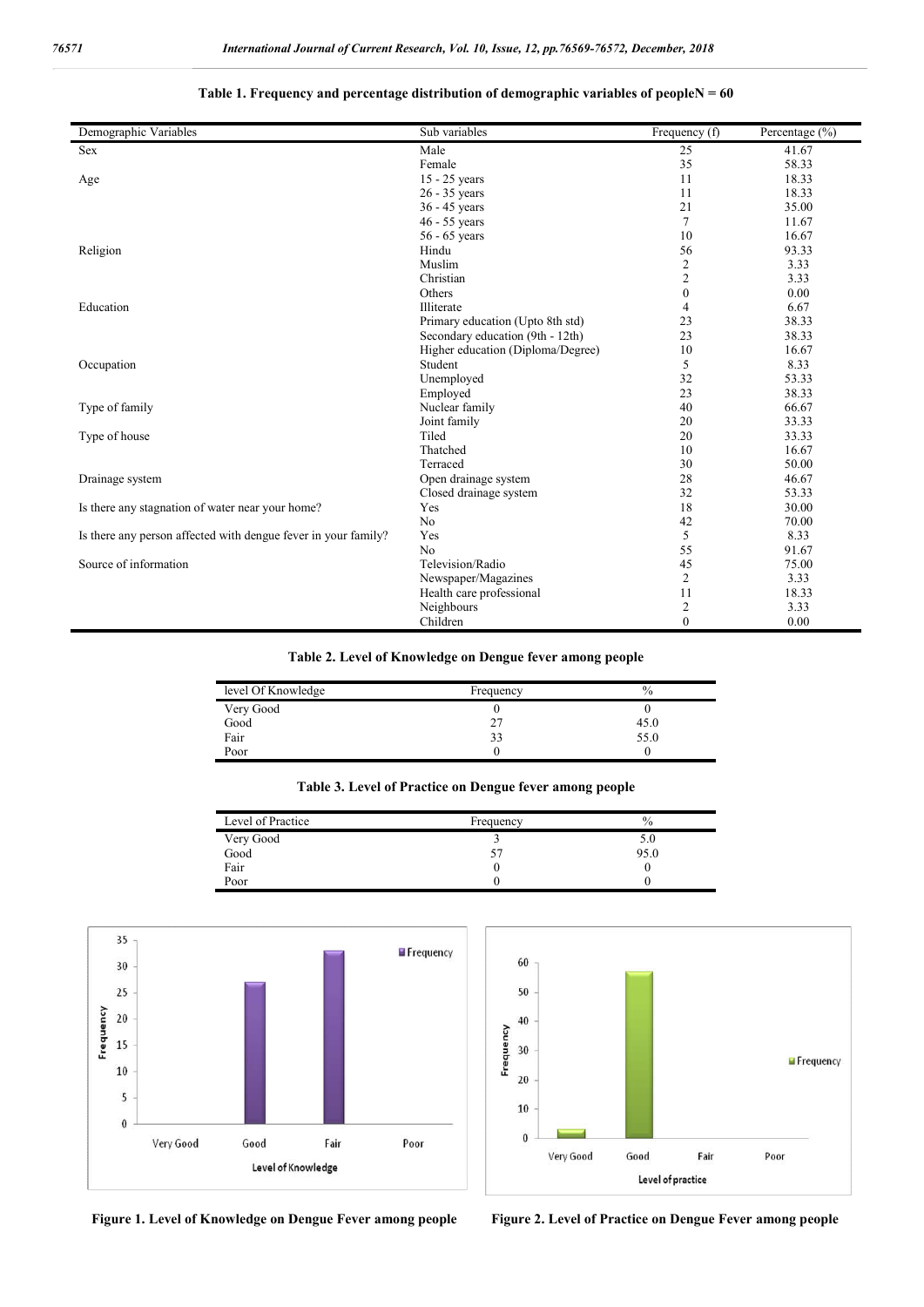**Table 1. Frequency and percentage distribution of demographic variables of peopleN = 60**

| Demographic Variables | Sub variables | Frequency (f) | Percentage (%) |
|---|---|---|---|
| Sex | Male | 25 | 41.67 |
| | Female | 35 | 58.33 |
| Age | 15 - 25 years | 11 | 18.33 |
| | 26 - 35 years | 11 | 18.33 |
| | 36 - 45 years | 21 | 35.00 |
| | 46 - 55 years | 7 | 11.67 |
| | 56 - 65 years | 10 | 16.67 |
| Religion | Hindu | 56 | 93.33 |
| | Muslim | 2 | 3.33 |
| | Christian | 2 | 3.33 |
| | Others | 0 | 0.00 |
| Education | Illiterate | 4 | 6.67 |
| | Primary education (Upto 8th std) | 23 | 38.33 |
| | Secondary education (9th - 12th) | 23 | 38.33 |
| | Higher education (Diploma/Degree) | 10 | 16.67 |
| Occupation | Student | 5 | 8.33 |
| | Unemployed | 32 | 53.33 |
| | Employed | 23 | 38.33 |
| Type of family | Nuclear family | 40 | 66.67 |
| | Joint family | 20 | 33.33 |
| Type of house | Tiled | 20 | 33.33 |
| | Thatched | 10 | 16.67 |
| | Terraced | 30 | 50.00 |
| Drainage system | Open drainage system | 28 | 46.67 |
| | Closed drainage system | 32 | 53.33 |
| Is there any stagnation of water near your home? | Yes | 18 | 30.00 |
| | No | 42 | 70.00 |
| Is there any person affected with dengue fever in your family? | Yes | 5 | 8.33 |
| | No | 55 | 91.67 |
| Source of information | Television/Radio | 45 | 75.00 |
| | Newspaper/Magazines | 2 | 3.33 |
| | Health care professional | 11 | 18.33 |
| | Neighbours | 2 | 3.33 |
| | Children | 0 | 0.00 |

**Table 2. Level of Knowledge on Dengue fever among people**

| level Of Knowledge | Frequency | % |
|---|---|---|
| Very Good | 0 | 0 |
| Good | 27 | 45.0 |
| Fair | 33 | 55.0 |
| Poor | 0 | 0 |

**Table 3. Level of Practice on Dengue fever among people**

| Level of Practice | Frequency | % |
|---|---|---|
| Very Good | 3 | 5.0 |
| Good | 57 | 95.0 |
| Fair | 0 | 0 |
| Poor | 0 | 0 |

**Figure 1. Level of Knowledge on Dengue Fever among people**

**Figure 2. Level of Practice on Dengue Fever among people**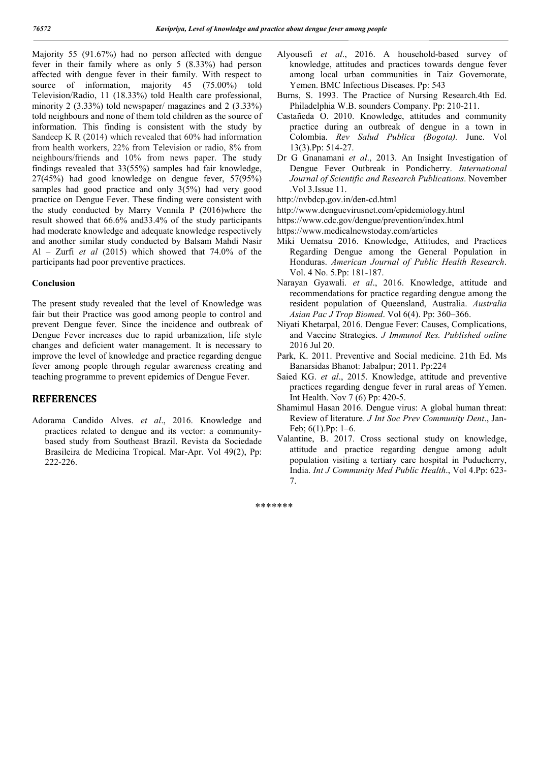Majority 55 (91.67%) had no person affected with dengue fever in their family where as only 5 (8.33%) had person affected with dengue fever in their family. With respect to source of information, majority 45 (75.00%) told Television/Radio, 11 (18.33%) told Health care professional, minority 2 (3.33%) told newspaper/ magazines and 2 (3.33%) told neighbours and none of them told children as the source of information. This finding is consistent with the study by Sandeep K R (2014) which revealed that 60% had information from health workers, 22% from Television or radio, 8% from neighbours/friends and 10% from news paper. The study findings revealed that 33(55%) samples had fair knowledge, 27(45%) had good knowledge on dengue fever, 57(95%) samples had good practice and only 3(5%) had very good practice on Dengue Fever. These finding were consistent with the study conducted by Marry Vennila P (2016)where the result showed that 66.6% and33.4% of the study participants had moderate knowledge and adequate knowledge respectively and another similar study conducted by Balsam Mahdi Nasir Al – Zurfi *et al* (2015) which showed that 74.0% of the participants had poor preventive practices.

**Conclusion**

The present study revealed that the level of Knowledge was fair but their Practice was good among people to control and prevent Dengue fever. Since the incidence and outbreak of Dengue Fever increases due to rapid urbanization, life style changes and deficient water management. It is necessary to improve the level of knowledge and practice regarding dengue fever among people through regular awareness creating and teaching programme to prevent epidemics of Dengue Fever.

## REFERENCES

Adorama Candido Alves. *et al*., 2016. Knowledge and practices related to dengue and its vector: a community-based study from Southeast Brazil. Revista da Sociedade Brasileira de Medicina Tropical. Mar-Apr. Vol 49(2), Pp: 222-226.

Alyousefi *et al*., 2016. A household-based survey of knowledge, attitudes and practices towards dengue fever among local urban communities in Taiz Governorate, Yemen. BMC Infectious Diseases. Pp: 543

Burns, S. 1993. The Practice of Nursing Research.4th Ed. Philadelphia W.B. sounders Company. Pp: 210-211.

Castañeda O. 2010. Knowledge, attitudes and community practice during an outbreak of dengue in a town in Colombia. *Rev Salud Publica (Bogota).* June. Vol 13(3).Pp: 514-27.

Dr G Gnanamani *et al*., 2013. An Insight Investigation of Dengue Fever Outbreak in Pondicherry. *International Journal of Scientific and Research Publications*. November .Vol 3.Issue 11.

http://nvbdcp.gov.in/den-cd.html

http://www.denguevirusnet.com/epidemiology.html

https://www.cdc.gov/dengue/prevention/index.html

https://www.medicalnewstoday.com/articles

Miki Uematsu 2016. Knowledge, Attitudes, and Practices Regarding Dengue among the General Population in Honduras. *American Journal of Public Health Research*. Vol. 4 No. 5.Pp: 181-187.

Narayan Gyawali. *et al*., 2016. Knowledge, attitude and recommendations for practice regarding dengue among the resident population of Queensland, Australia. *Australia Asian Pac J Trop Biomed*. Vol 6(4). Pp: 360–366.

Niyati Khetarpal, 2016. Dengue Fever: Causes, Complications, and Vaccine Strategies. *J Immunol Res. Published online* 2016 Jul 20.

Park, K. 2011. Preventive and Social medicine. 21th Ed. Ms Banarsidas Bhanot: Jabalpur; 2011. Pp:224

Saied KG. *et al*., 2015. Knowledge, attitude and preventive practices regarding dengue fever in rural areas of Yemen. Int Health. Nov 7 (6) Pp: 420-5.

Shamimul Hasan 2016. Dengue virus: A global human threat: Review of literature. *J Int Soc Prev Community Dent*., Jan-Feb; 6(1).Pp: 1–6.

Valantine, B. 2017. Cross sectional study on knowledge, attitude and practice regarding dengue among adult population visiting a tertiary care hospital in Puducherry, India. *Int J Community Med Public Health*., Vol 4.Pp: 623-7.

*******